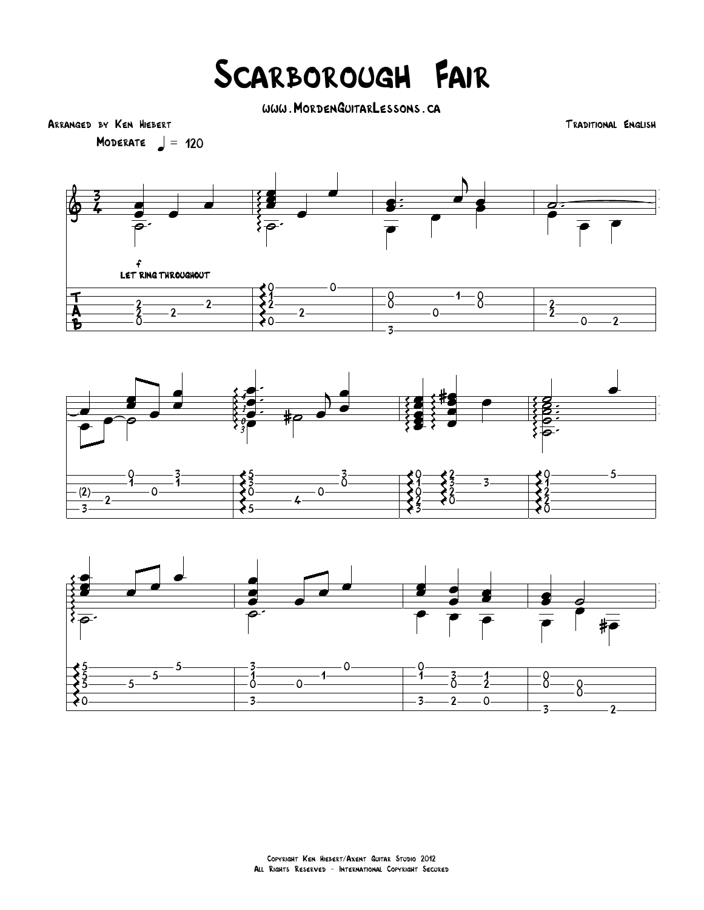# Scarborough Fair

www.MordenGuitarLessons.ca

Arranged by Ken Hiebert

Traditional English

Moderate ♩ = 120

f

Let ring throughout

Copyright Ken Hiebert/Axent Guitar Studio 2012
All Rights Reserved - International Copyright Secured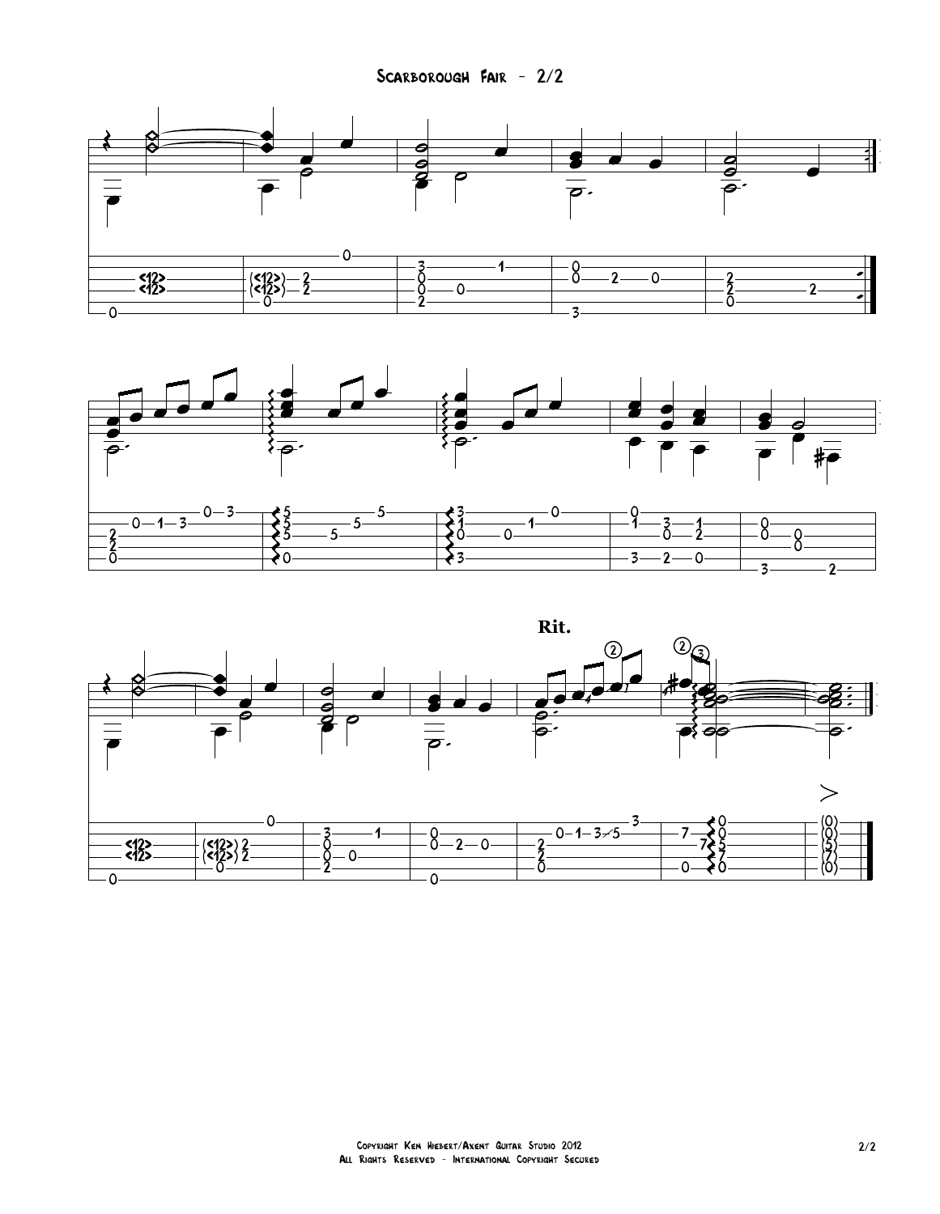Rit.

Copyright Ken Hiebert/Axent Guitar Studio 2012
All Rights Reserved - International Copyright Secured